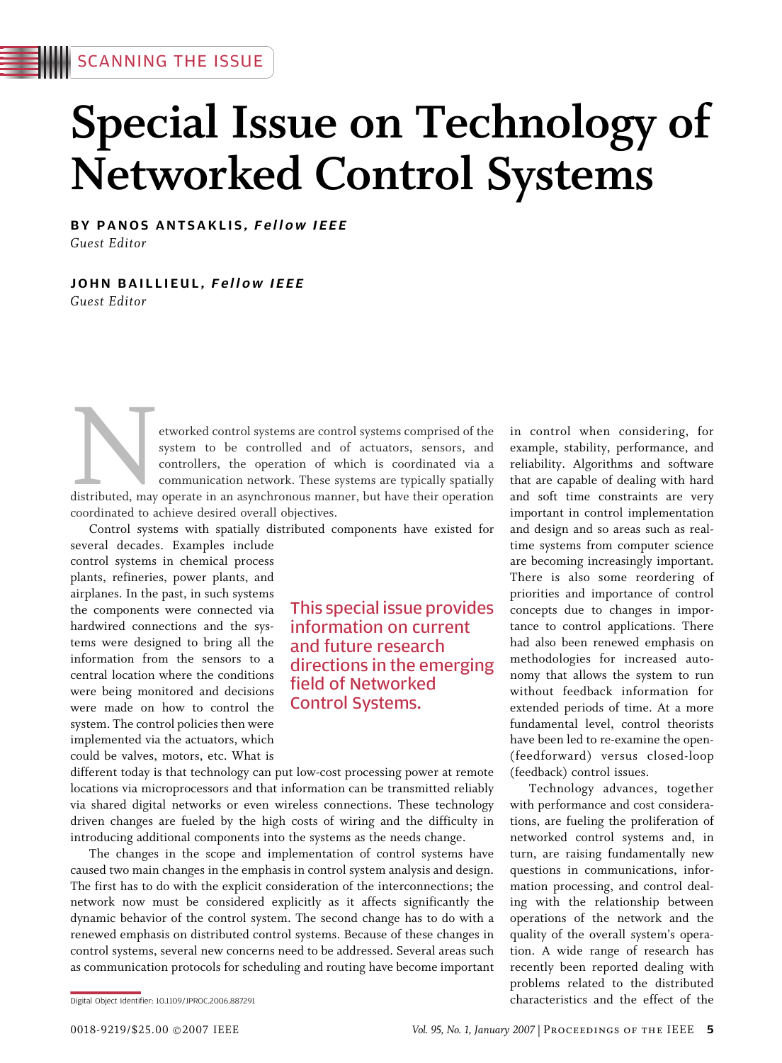SCANNING THE ISSUE

# Special Issue on Technology of Networked Control Systems

**BY PANOS ANTSAKLIS, *Fellow IEEE***
*Guest Editor*

**JOHN BAILLIEUL, *Fellow IEEE***
*Guest Editor*

Networked control systems are control systems comprised of the system to be controlled and of actuators, sensors, and controllers, the operation of which is coordinated via a communication network. These systems are typically spatially distributed, may operate in an asynchronous manner, but have their operation coordinated to achieve desired overall objectives.

Control systems with spatially distributed components have existed for several decades. Examples include control systems in chemical process plants, refineries, power plants, and airplanes. In the past, in such systems the components were connected via hardwired connections and the systems were designed to bring all the information from the sensors to a central location where the conditions were being monitored and decisions were made on how to control the system. The control policies then were implemented via the actuators, which could be valves, motors, etc. What is different today is that technology can put low-cost processing power at remote locations via microprocessors and that information can be transmitted reliably via shared digital networks or even wireless connections. These technology driven changes are fueled by the high costs of wiring and the difficulty in introducing additional components into the systems as the needs change.

This special issue provides information on current and future research directions in the emerging field of Networked Control Systems.

The changes in the scope and implementation of control systems have caused two main changes in the emphasis in control system analysis and design. The first has to do with the explicit consideration of the interconnections; the network now must be considered explicitly as it affects significantly the dynamic behavior of the control system. The second change has to do with a renewed emphasis on distributed control systems. Because of these changes in control systems, several new concerns need to be addressed. Several areas such as communication protocols for scheduling and routing have become important in control when considering, for example, stability, performance, and reliability. Algorithms and software that are capable of dealing with hard and soft time constraints are very important in control implementation and design and so areas such as real-time systems from computer science are becoming increasingly important. There is also some reordering of priorities and importance of control concepts due to changes in importance to control applications. There had also been renewed emphasis on methodologies for increased autonomy that allows the system to run without feedback information for extended periods of time. At a more fundamental level, control theorists have been led to re-examine the open- (feedforward) versus closed-loop (feedback) control issues.

Technology advances, together with performance and cost considerations, are fueling the proliferation of networked control systems and, in turn, are raising fundamentally new questions in communications, information processing, and control dealing with the relationship between operations of the network and the quality of the overall system's operation. A wide range of research has recently been reported dealing with problems related to the distributed characteristics and the effect of the

Digital Object Identifier: 10.1109/JPROC.2006.887291

0018-9219/$25.00 ©2007 IEEE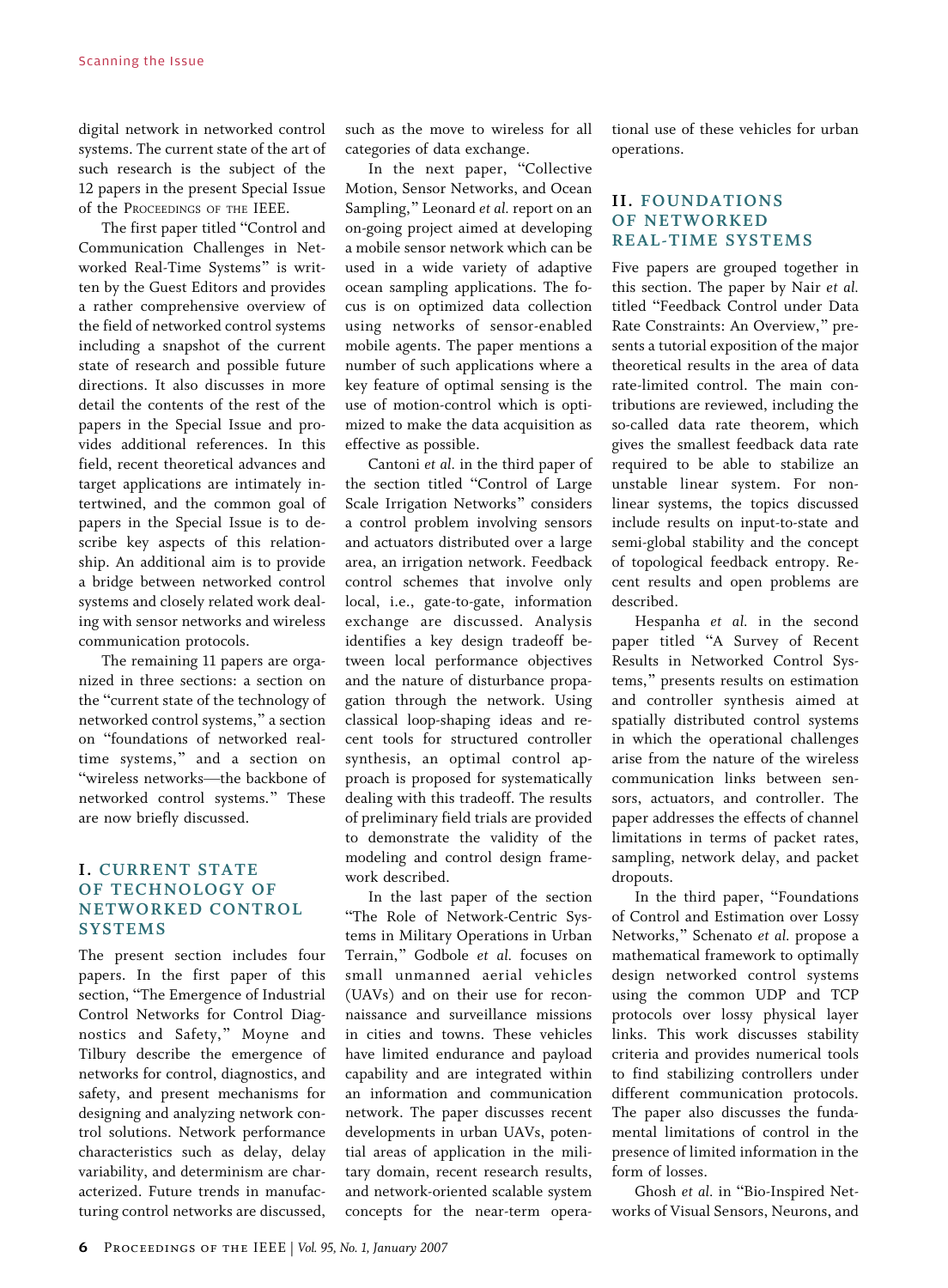digital network in networked control systems. The current state of the art of such research is the subject of the 12 papers in the present Special Issue of the Proceedings of the IEEE.

The first paper titled "Control and Communication Challenges in Networked Real-Time Systems" is written by the Guest Editors and provides a rather comprehensive overview of the field of networked control systems including a snapshot of the current state of research and possible future directions. It also discusses in more detail the contents of the rest of the papers in the Special Issue and provides additional references. In this field, recent theoretical advances and target applications are intimately intertwined, and the common goal of papers in the Special Issue is to describe key aspects of this relationship. An additional aim is to provide a bridge between networked control systems and closely related work dealing with sensor networks and wireless communication protocols.

The remaining 11 papers are organized in three sections: a section on the "current state of the technology of networked control systems," a section on "foundations of networked real-time systems," and a section on "wireless networks—the backbone of networked control systems." These are now briefly discussed.

## I. CURRENT STATE OF TECHNOLOGY OF NETWORKED CONTROL SYSTEMS

The present section includes four papers. In the first paper of this section, "The Emergence of Industrial Control Networks for Control Diagnostics and Safety," Moyne and Tilbury describe the emergence of networks for control, diagnostics, and safety, and present mechanisms for designing and analyzing network control solutions. Network performance characteristics such as delay, delay variability, and determinism are characterized. Future trends in manufacturing control networks are discussed, such as the move to wireless for all categories of data exchange.

In the next paper, "Collective Motion, Sensor Networks, and Ocean Sampling," Leonard *et al.* report on an on-going project aimed at developing a mobile sensor network which can be used in a wide variety of adaptive ocean sampling applications. The focus is on optimized data collection using networks of sensor-enabled mobile agents. The paper mentions a number of such applications where a key feature of optimal sensing is the use of motion-control which is optimized to make the data acquisition as effective as possible.

Cantoni *et al.* in the third paper of the section titled "Control of Large Scale Irrigation Networks" considers a control problem involving sensors and actuators distributed over a large area, an irrigation network. Feedback control schemes that involve only local, i.e., gate-to-gate, information exchange are discussed. Analysis identifies a key design tradeoff between local performance objectives and the nature of disturbance propagation through the network. Using classical loop-shaping ideas and recent tools for structured controller synthesis, an optimal control approach is proposed for systematically dealing with this tradeoff. The results of preliminary field trials are provided to demonstrate the validity of the modeling and control design framework described.

In the last paper of the section "The Role of Network-Centric Systems in Military Operations in Urban Terrain," Godbole *et al.* focuses on small unmanned aerial vehicles (UAVs) and on their use for reconnaissance and surveillance missions in cities and towns. These vehicles have limited endurance and payload capability and are integrated within an information and communication network. The paper discusses recent developments in urban UAVs, potential areas of application in the military domain, recent research results, and network-oriented scalable system concepts for the near-term operational use of these vehicles for urban operations.

## II. FOUNDATIONS OF NETWORKED REAL-TIME SYSTEMS

Five papers are grouped together in this section. The paper by Nair *et al.* titled "Feedback Control under Data Rate Constraints: An Overview," presents a tutorial exposition of the major theoretical results in the area of data rate-limited control. The main contributions are reviewed, including the so-called data rate theorem, which gives the smallest feedback data rate required to be able to stabilize an unstable linear system. For nonlinear systems, the topics discussed include results on input-to-state and semi-global stability and the concept of topological feedback entropy. Recent results and open problems are described.

Hespanha *et al.* in the second paper titled "A Survey of Recent Results in Networked Control Systems," presents results on estimation and controller synthesis aimed at spatially distributed control systems in which the operational challenges arise from the nature of the wireless communication links between sensors, actuators, and controller. The paper addresses the effects of channel limitations in terms of packet rates, sampling, network delay, and packet dropouts.

In the third paper, "Foundations of Control and Estimation over Lossy Networks," Schenato *et al.* propose a mathematical framework to optimally design networked control systems using the common UDP and TCP protocols over lossy physical layer links. This work discusses stability criteria and provides numerical tools to find stabilizing controllers under different communication protocols. The paper also discusses the fundamental limitations of control in the presence of limited information in the form of losses.

Ghosh *et al.* in "Bio-Inspired Networks of Visual Sensors, Neurons, and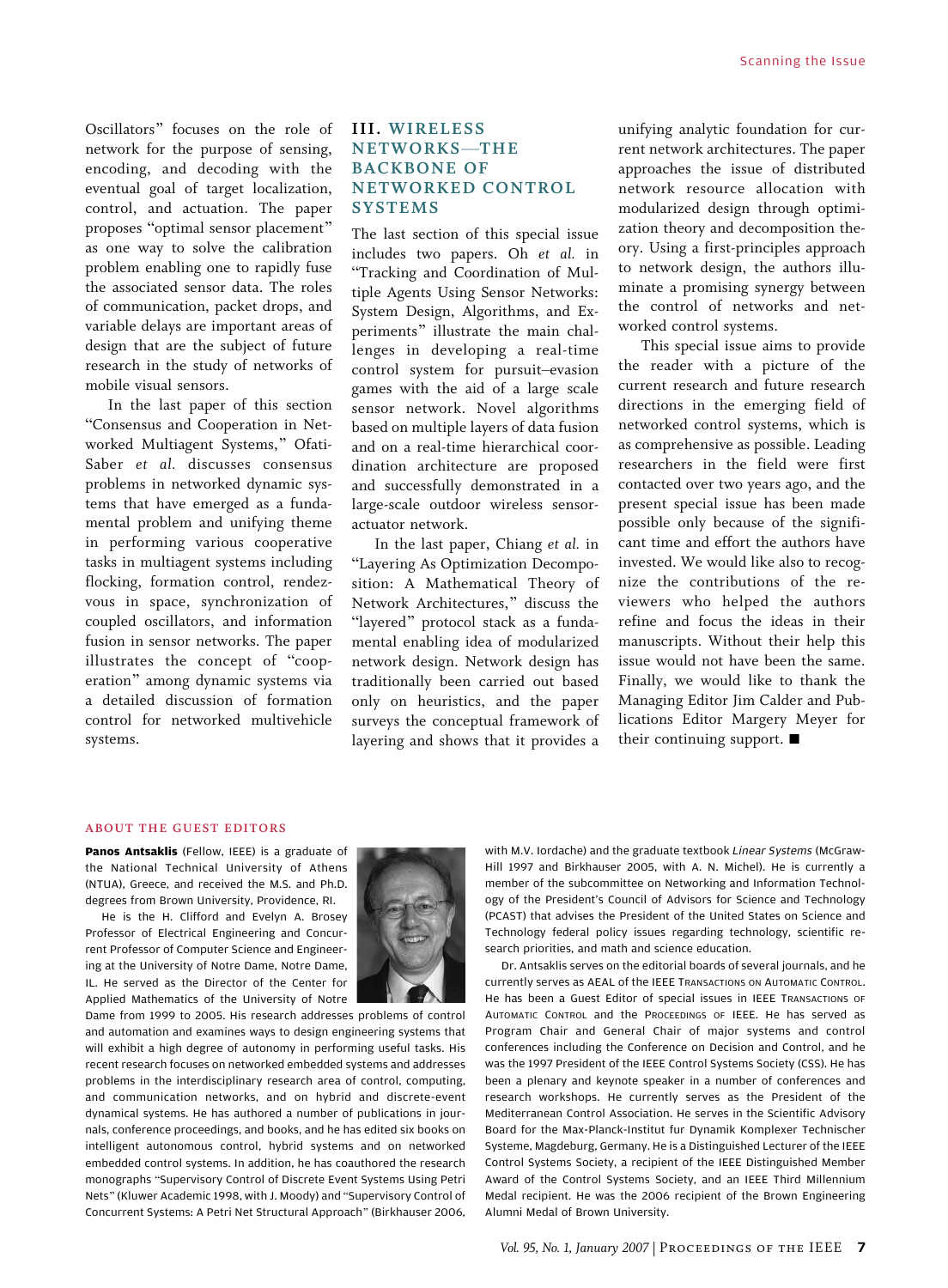Oscillators" focuses on the role of network for the purpose of sensing, encoding, and decoding with the eventual goal of target localization, control, and actuation. The paper proposes "optimal sensor placement" as one way to solve the calibration problem enabling one to rapidly fuse the associated sensor data. The roles of communication, packet drops, and variable delays are important areas of design that are the subject of future research in the study of networks of mobile visual sensors.

In the last paper of this section "Consensus and Cooperation in Networked Multiagent Systems," Ofati-Saber *et al.* discusses consensus problems in networked dynamic systems that have emerged as a fundamental problem and unifying theme in performing various cooperative tasks in multiagent systems including flocking, formation control, rendezvous in space, synchronization of coupled oscillators, and information fusion in sensor networks. The paper illustrates the concept of "cooperation" among dynamic systems via a detailed discussion of formation control for networked multivehicle systems.

## III. WIRELESS NETWORKS—THE BACKBONE OF NETWORKED CONTROL SYSTEMS

The last section of this special issue includes two papers. Oh *et al.* in "Tracking and Coordination of Multiple Agents Using Sensor Networks: System Design, Algorithms, and Experiments" illustrate the main challenges in developing a real-time control system for pursuit–evasion games with the aid of a large scale sensor network. Novel algorithms based on multiple layers of data fusion and on a real-time hierarchical coordination architecture are proposed and successfully demonstrated in a large-scale outdoor wireless sensor-actuator network.

In the last paper, Chiang *et al.* in "Layering As Optimization Decomposition: A Mathematical Theory of Network Architectures," discuss the "layered" protocol stack as a fundamental enabling idea of modularized network design. Network design has traditionally been carried out based only on heuristics, and the paper surveys the conceptual framework of layering and shows that it provides a unifying analytic foundation for current network architectures. The paper approaches the issue of distributed network resource allocation with modularized design through optimization theory and decomposition theory. Using a first-principles approach to network design, the authors illuminate a promising synergy between the control of networks and networked control systems.

This special issue aims to provide the reader with a picture of the current research and future research directions in the emerging field of networked control systems, which is as comprehensive as possible. Leading researchers in the field were first contacted over two years ago, and the present special issue has been made possible only because of the significant time and effort the authors have invested. We would like also to recognize the contributions of the reviewers who helped the authors refine and focus the ideas in their manuscripts. Without their help this issue would not have been the same. Finally, we would like to thank the Managing Editor Jim Calder and Publications Editor Margery Meyer for their continuing support. ■

## ABOUT THE GUEST EDITORS

**Panos Antsaklis** (Fellow, IEEE) is a graduate of the National Technical University of Athens (NTUA), Greece, and received the M.S. and Ph.D. degrees from Brown University, Providence, RI.

He is the H. Clifford and Evelyn A. Brosey Professor of Electrical Engineering and Concurrent Professor of Computer Science and Engineering at the University of Notre Dame, Notre Dame, IL. He served as the Director of the Center for Applied Mathematics of the University of Notre Dame from 1999 to 2005. His research addresses problems of control and automation and examines ways to design engineering systems that will exhibit a high degree of autonomy in performing useful tasks. His recent research focuses on networked embedded systems and addresses problems in the interdisciplinary research area of control, computing, and communication networks, and on hybrid and discrete-event dynamical systems. He has authored a number of publications in journals, conference proceedings, and books, and he has edited six books on intelligent autonomous control, hybrid systems and on networked embedded control systems. In addition, he has coauthored the research monographs "Supervisory Control of Discrete Event Systems Using Petri Nets" (Kluwer Academic 1998, with J. Moody) and "Supervisory Control of Concurrent Systems: A Petri Net Structural Approach" (Birkhauser 2006, with M.V. Iordache) and the graduate textbook *Linear Systems* (McGraw-Hill 1997 and Birkhauser 2005, with A. N. Michel). He is currently a member of the subcommittee on Networking and Information Technology of the President's Council of Advisors for Science and Technology (PCAST) that advises the President of the United States on Science and Technology federal policy issues regarding technology, scientific research priorities, and math and science education.

Dr. Antsaklis serves on the editorial boards of several journals, and he currently serves as AEAL of the IEEE TRANSACTIONS ON AUTOMATIC CONTROL. He has been a Guest Editor of special issues in IEEE TRANSACTIONS OF AUTOMATIC CONTROL and the PROCEEDINGS OF IEEE. He has served as Program Chair and General Chair of major systems and control conferences including the Conference on Decision and Control, and he was the 1997 President of the IEEE Control Systems Society (CSS). He has been a plenary and keynote speaker in a number of conferences and research workshops. He currently serves as the President of the Mediterranean Control Association. He serves in the Scientific Advisory Board for the Max-Planck-Institut fur Dynamik Komplexer Technischer Systeme, Magdeburg, Germany. He is a Distinguished Lecturer of the IEEE Control Systems Society, a recipient of the IEEE Distinguished Member Award of the Control Systems Society, and an IEEE Third Millennium Medal recipient. He was the 2006 recipient of the Brown Engineering Alumni Medal of Brown University.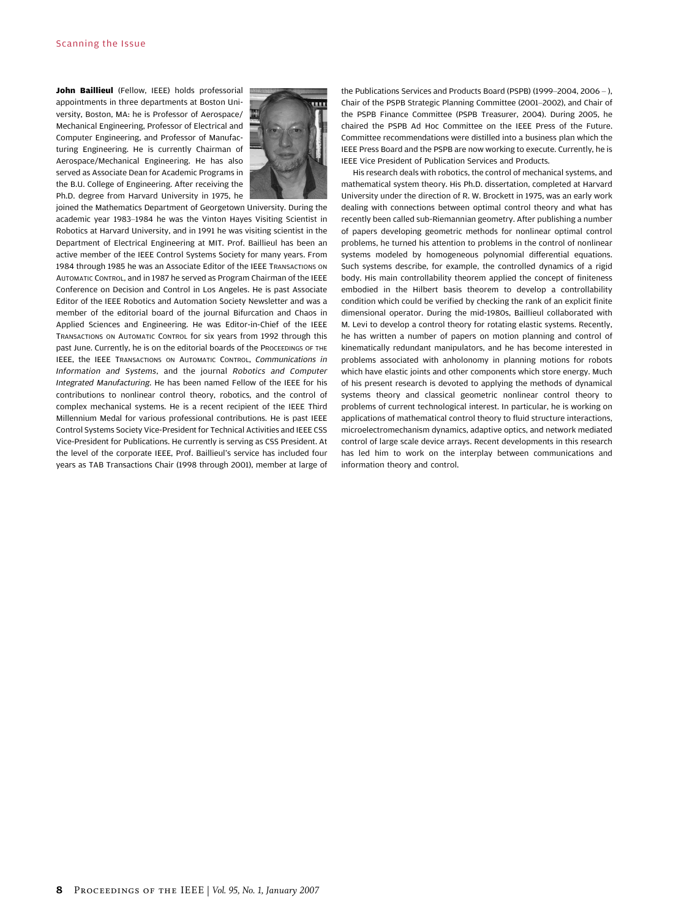**John Baillieul** (Fellow, IEEE) holds professorial appointments in three departments at Boston University, Boston, MA: he is Professor of Aerospace/Mechanical Engineering, Professor of Electrical and Computer Engineering, and Professor of Manufacturing Engineering. He is currently Chairman of Aerospace/Mechanical Engineering. He has also served as Associate Dean for Academic Programs in the B.U. College of Engineering. After receiving the Ph.D. degree from Harvard University in 1975, he joined the Mathematics Department of Georgetown University. During the academic year 1983–1984 he was the Vinton Hayes Visiting Scientist in Robotics at Harvard University, and in 1991 he was visiting scientist in the Department of Electrical Engineering at MIT. Prof. Baillieul has been an active member of the IEEE Control Systems Society for many years. From 1984 through 1985 he was an Associate Editor of the IEEE TRANSACTIONS ON AUTOMATIC CONTROL, and in 1987 he served as Program Chairman of the IEEE Conference on Decision and Control in Los Angeles. He is past Associate Editor of the IEEE Robotics and Automation Society Newsletter and was a member of the editorial board of the journal Bifurcation and Chaos in Applied Sciences and Engineering. He was Editor-in-Chief of the IEEE TRANSACTIONS ON AUTOMATIC CONTROL for six years from 1992 through this past June. Currently, he is on the editorial boards of the PROCEEDINGS OF THE IEEE, the IEEE TRANSACTIONS ON AUTOMATIC CONTROL, *Communications in Information and Systems*, and the journal *Robotics and Computer Integrated Manufacturing*. He has been named Fellow of the IEEE for his contributions to nonlinear control theory, robotics, and the control of complex mechanical systems. He is a recent recipient of the IEEE Third Millennium Medal for various professional contributions. He is past IEEE Control Systems Society Vice-President for Technical Activities and IEEE CSS Vice-President for Publications. He currently is serving as CSS President. At the level of the corporate IEEE, Prof. Baillieul's service has included four years as TAB Transactions Chair (1998 through 2001), member at large of the Publications Services and Products Board (PSPB) (1999–2004, 2006 – ), Chair of the PSPB Strategic Planning Committee (2001–2002), and Chair of the PSPB Finance Committee (PSPB Treasurer, 2004). During 2005, he chaired the PSPB Ad Hoc Committee on the IEEE Press of the Future. Committee recommendations were distilled into a business plan which the IEEE Press Board and the PSPB are now working to execute. Currently, he is IEEE Vice President of Publication Services and Products.

His research deals with robotics, the control of mechanical systems, and mathematical system theory. His Ph.D. dissertation, completed at Harvard University under the direction of R. W. Brockett in 1975, was an early work dealing with connections between optimal control theory and what has recently been called sub-Riemannian geometry. After publishing a number of papers developing geometric methods for nonlinear optimal control problems, he turned his attention to problems in the control of nonlinear systems modeled by homogeneous polynomial differential equations. Such systems describe, for example, the controlled dynamics of a rigid body. His main controllability theorem applied the concept of finiteness embodied in the Hilbert basis theorem to develop a controllability condition which could be verified by checking the rank of an explicit finite dimensional operator. During the mid-1980s, Baillieul collaborated with M. Levi to develop a control theory for rotating elastic systems. Recently, he has written a number of papers on motion planning and control of kinematically redundant manipulators, and he has become interested in problems associated with anholonomy in planning motions for robots which have elastic joints and other components which store energy. Much of his present research is devoted to applying the methods of dynamical systems theory and classical geometric nonlinear control theory to problems of current technological interest. In particular, he is working on applications of mathematical control theory to fluid structure interactions, microelectromechanism dynamics, adaptive optics, and network mediated control of large scale device arrays. Recent developments in this research has led him to work on the interplay between communications and information theory and control.